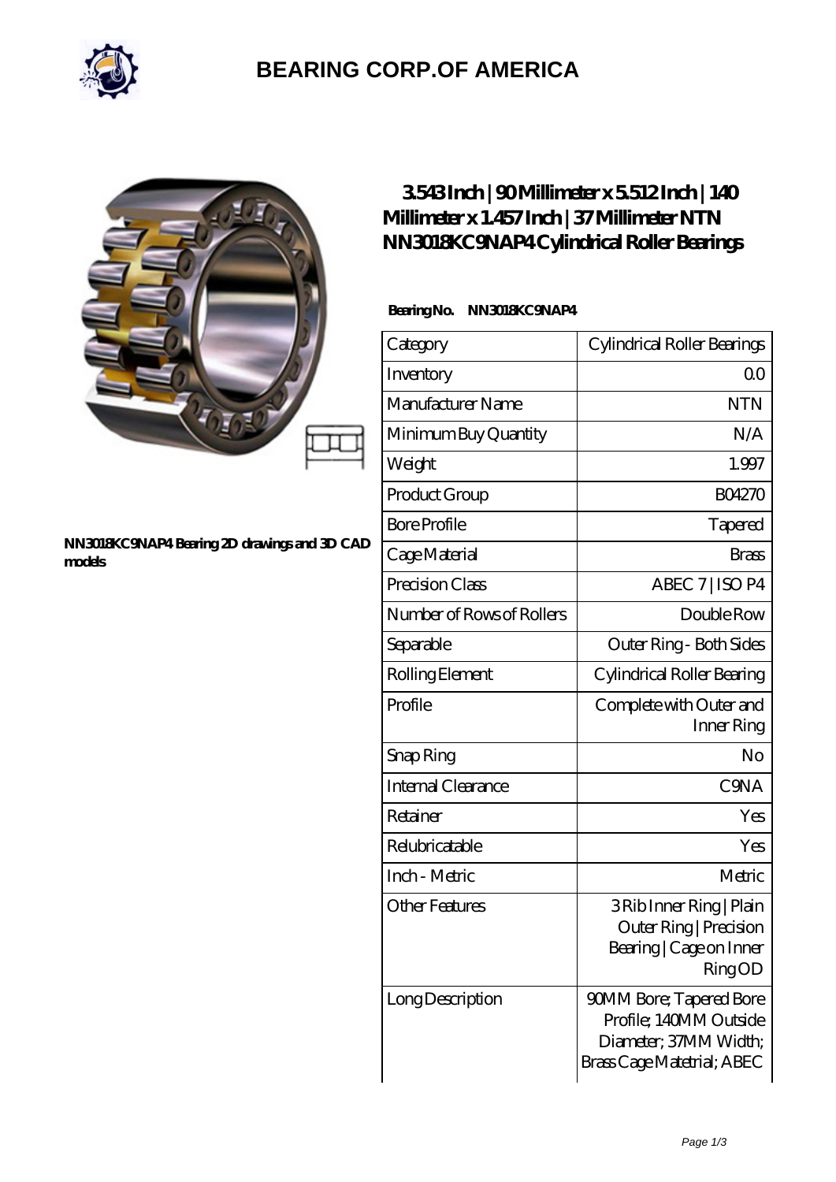# BEARING CORP.OF AMERICA

NN3018KC9NAP4 Bearing 2D drawings and 3D CAD models

## 3.543 Inch | 90 Millimeter x 5.512 Inch | 140 Millimeter x 1.457 Inch | 37 Millimeter NTN NN3018KC9NAP4 Cylindrical Roller Bearings

**Bearing No. NN3018KC9NAP4**

| Category | Cylindrical Roller Bearings |
| --- | --- |
| Inventory | 0.0 |
| Manufacturer Name | NTN |
| Minimum Buy Quantity | N/A |
| Weight | 1.997 |
| Product Group | B04270 |
| Bore Profile | Tapered |
| Cage Material | Brass |
| Precision Class | ABEC 7 \| ISO P4 |
| Number of Rows of Rollers | Double Row |
| Separable | Outer Ring - Both Sides |
| Rolling Element | Cylindrical Roller Bearing |
| Profile | Complete with Outer and Inner Ring |
| Snap Ring | No |
| Internal Clearance | C9NA |
| Retainer | Yes |
| Relubricatable | Yes |
| Inch - Metric | Metric |
| Other Features | 3 Rib Inner Ring \| Plain Outer Ring \| Precision Bearing \| Cage on Inner Ring OD |
| Long Description | 90MM Bore; Tapered Bore Profile; 140MM Outside Diameter; 37MM Width; Brass Cage Matetrial; ABEC |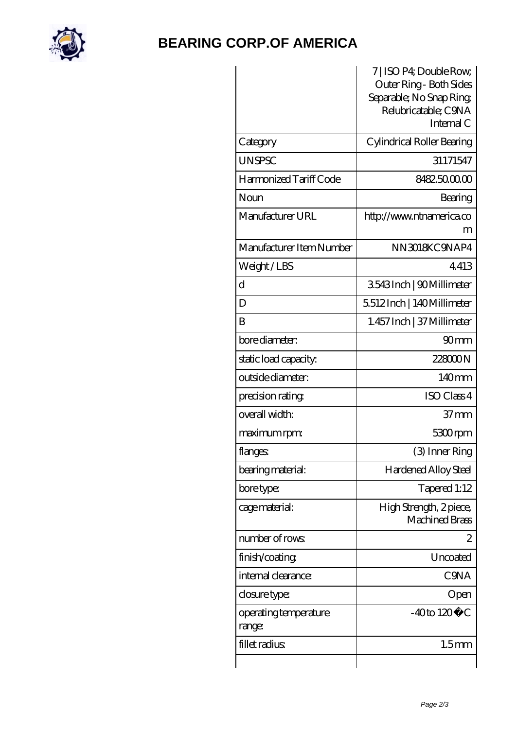# BEARING CORP.OF AMERICA

| | |
|---|---|
| | 7 \| ISO P4; Double Row; Outer Ring - Both Sides Separable; No Snap Ring; Relubricatable; C9NA Internal C |
| Category | Cylindrical Roller Bearing |
| UNSPSC | 31171547 |
| Harmonized Tariff Code | 8482.50.00.00 |
| Noun | Bearing |
| Manufacturer URL | http://www.ntnamerica.com |
| Manufacturer Item Number | NN3018KC9NAP4 |
| Weight / LBS | 4.413 |
| d | 3.543 Inch \| 90 Millimeter |
| D | 5.512 Inch \| 140 Millimeter |
| B | 1.457 Inch \| 37 Millimeter |
| bore diameter: | 90 mm |
| static load capacity: | 228000 N |
| outside diameter: | 140 mm |
| precision rating: | ISO Class 4 |
| overall width: | 37 mm |
| maximum rpm: | 5300 rpm |
| flanges: | (3) Inner Ring |
| bearing material: | Hardened Alloy Steel |
| bore type: | Tapered 1:12 |
| cage material: | High Strength, 2 piece, Machined Brass |
| number of rows: | 2 |
| finish/coating: | Uncoated |
| internal clearance: | C9NA |
| closure type: | Open |
| operating temperature range: | -40 to 120 �C |
| fillet radius: | 1.5 mm |
| | |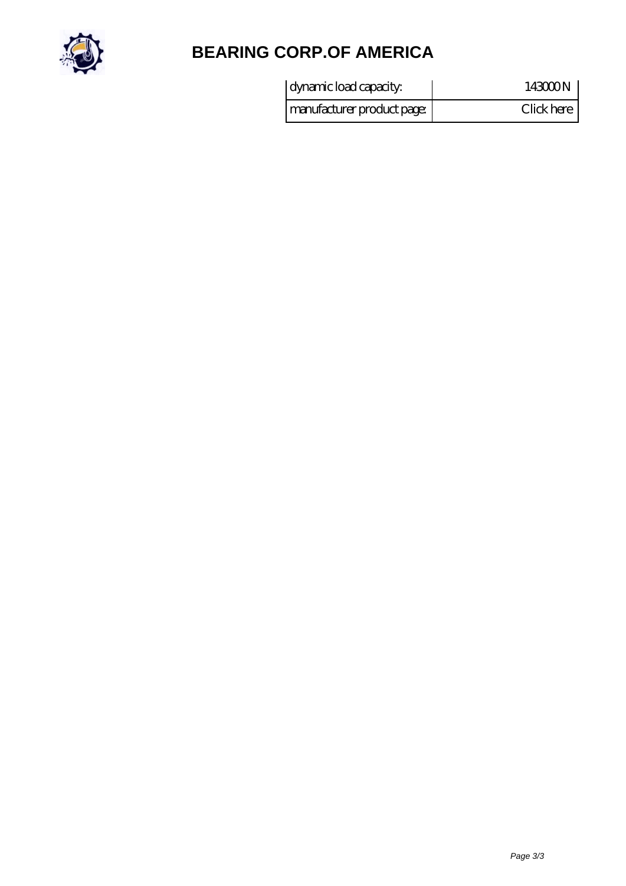| | |
|---|---|
| dynamic load capacity: | 143000 N |
| manufacturer product page: | Click here |